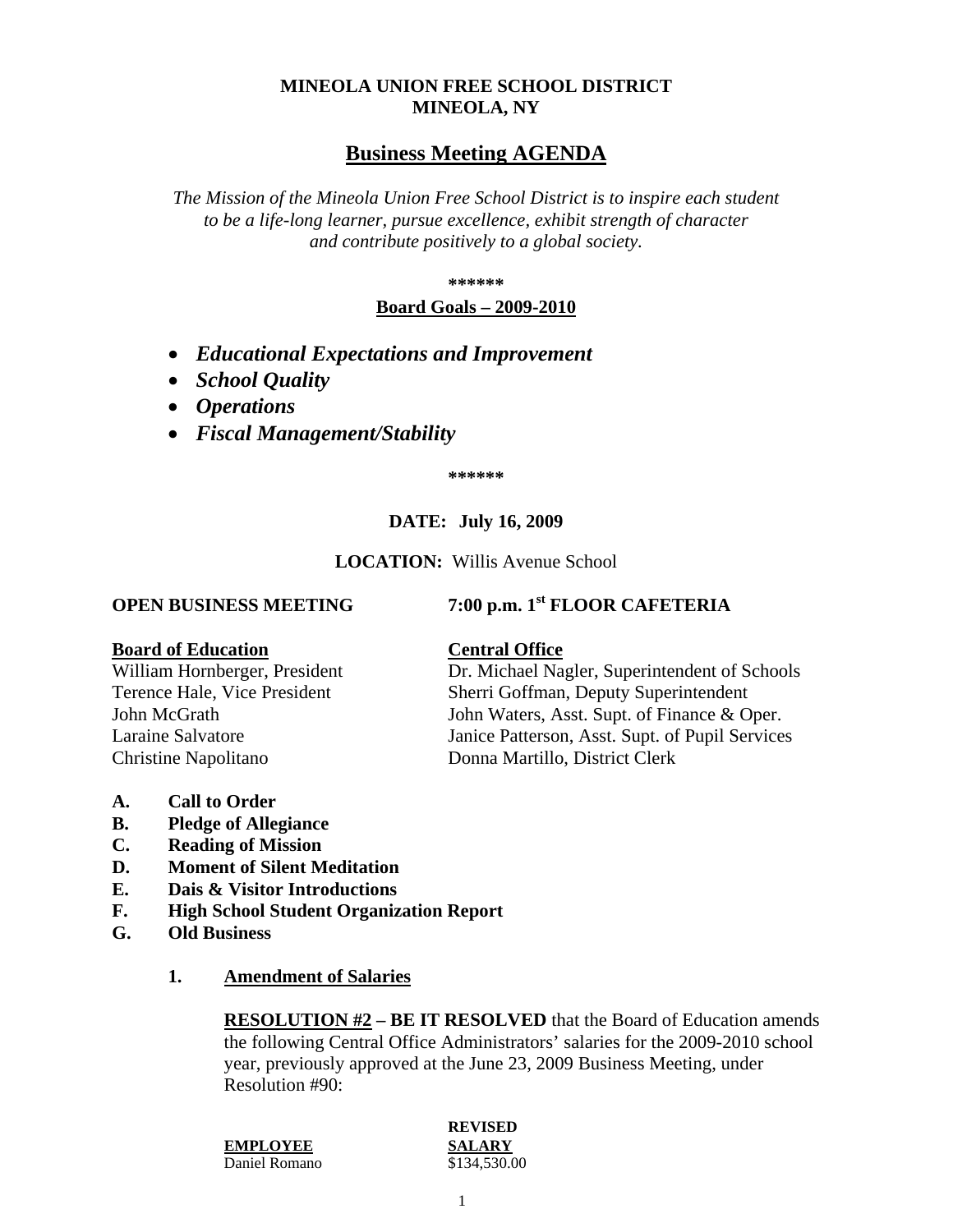**MINEOLA UNION FREE SCHOOL DISTRICT**
**MINEOLA, NY**

# Business Meeting AGENDA

*The Mission of the Mineola Union Free School District is to inspire each student to be a life-long learner, pursue excellence, exhibit strength of character and contribute positively to a global society.*

**\*\*\*\*\*\***

**Board Goals – 2009-2010**

- ***Educational Expectations and Improvement***
- ***School Quality***
- ***Operations***
- ***Fiscal Management/Stability***

**\*\*\*\*\*\***

**DATE: July 16, 2009**

**LOCATION:** Willis Avenue School

**OPEN BUSINESS MEETING** **7:00 p.m. 1st FLOOR CAFETERIA**

**Board of Education**
William Hornberger, President
Terence Hale, Vice President
John McGrath
Laraine Salvatore
Christine Napolitano

**Central Office**
Dr. Michael Nagler, Superintendent of Schools
Sherri Goffman, Deputy Superintendent
John Waters, Asst. Supt. of Finance & Oper.
Janice Patterson, Asst. Supt. of Pupil Services
Donna Martillo, District Clerk

**A. Call to Order**
**B. Pledge of Allegiance**
**C. Reading of Mission**
**D. Moment of Silent Meditation**
**E. Dais & Visitor Introductions**
**F. High School Student Organization Report**
**G. Old Business**

**1. Amendment of Salaries**

**RESOLUTION #2 – BE IT RESOLVED** that the Board of Education amends the following Central Office Administrators' salaries for the 2009-2010 school year, previously approved at the June 23, 2009 Business Meeting, under Resolution #90:

| EMPLOYEE | REVISED SALARY |
|---|---|
| Daniel Romano | $134,530.00 |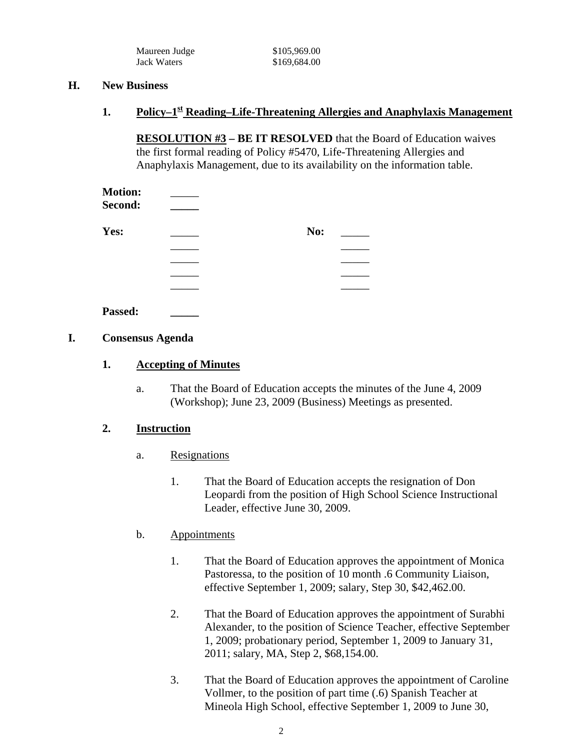| | |
|---|---|
| Maureen Judge | $105,969.00 |
| Jack Waters | $169,684.00 |

## H. New Business

### 1. Policy–1st Reading–Life-Threatening Allergies and Anaphylaxis Management

**RESOLUTION #3 – BE IT RESOLVED** that the Board of Education waives the first formal reading of Policy #5470, Life-Threatening Allergies and Anaphylaxis Management, due to its availability on the information table.

**Motion:** _____
**Second:** _____

| **Yes:** | _____ | **No:** | _____ |
|---|---|---|---|
| | _____ | | _____ |
| | _____ | | _____ |
| | _____ | | _____ |
| | _____ | | _____ |

**Passed:** _____

## I. Consensus Agenda

### 1. Accepting of Minutes

a. That the Board of Education accepts the minutes of the June 4, 2009 (Workshop); June 23, 2009 (Business) Meetings as presented.

### 2. Instruction

a. Resignations

1. That the Board of Education accepts the resignation of Don Leopardi from the position of High School Science Instructional Leader, effective June 30, 2009.

b. Appointments

1. That the Board of Education approves the appointment of Monica Pastoressa, to the position of 10 month .6 Community Liaison, effective September 1, 2009; salary, Step 30, $42,462.00.

2. That the Board of Education approves the appointment of Surabhi Alexander, to the position of Science Teacher, effective September 1, 2009; probationary period, September 1, 2009 to January 31, 2011; salary, MA, Step 2, $68,154.00.

3. That the Board of Education approves the appointment of Caroline Vollmer, to the position of part time (.6) Spanish Teacher at Mineola High School, effective September 1, 2009 to June 30,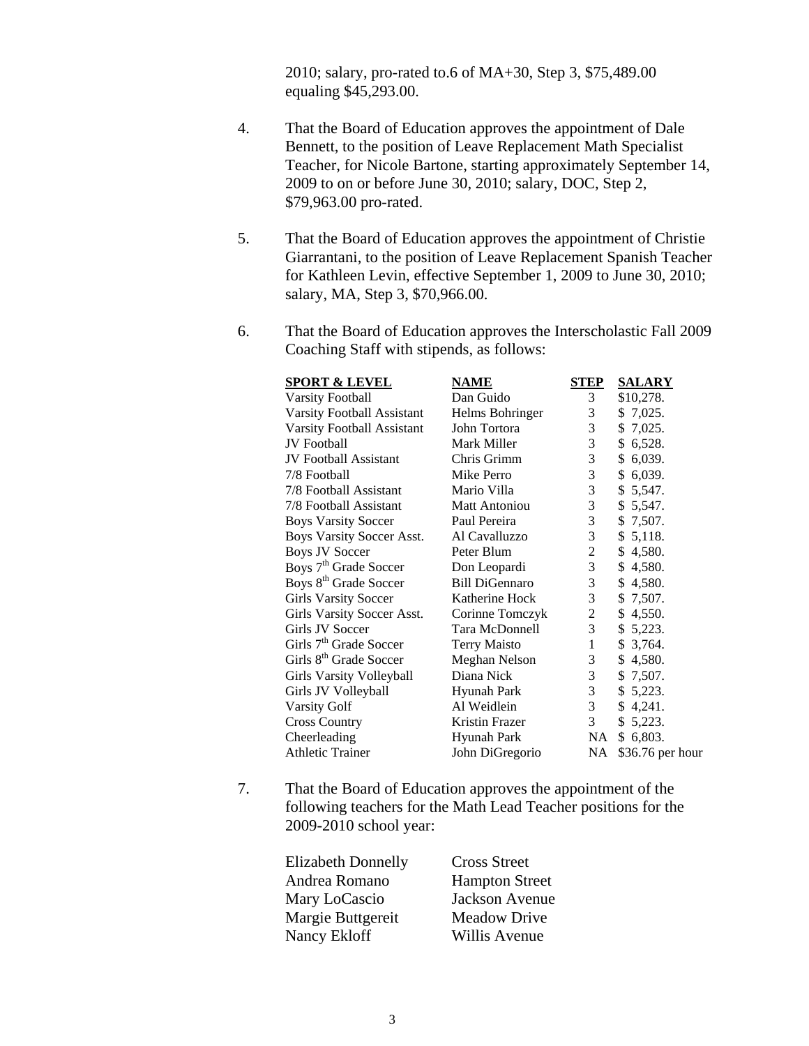2010; salary, pro-rated to.6 of MA+30, Step 3, \$75,489.00 equaling \$45,293.00.

4. That the Board of Education approves the appointment of Dale Bennett, to the position of Leave Replacement Math Specialist Teacher, for Nicole Bartone, starting approximately September 14, 2009 to on or before June 30, 2010; salary, DOC, Step 2, \$79,963.00 pro-rated.

5. That the Board of Education approves the appointment of Christie Giarrantani, to the position of Leave Replacement Spanish Teacher for Kathleen Levin, effective September 1, 2009 to June 30, 2010; salary, MA, Step 3, \$70,966.00.

6. That the Board of Education approves the Interscholastic Fall 2009 Coaching Staff with stipends, as follows:

| SPORT & LEVEL | NAME | STEP | SALARY |
|---|---|---|---|
| Varsity Football | Dan Guido | 3 | \$10,278. |
| Varsity Football Assistant | Helms Bohringer | 3 | \$ 7,025. |
| Varsity Football Assistant | John Tortora | 3 | \$ 7,025. |
| JV Football | Mark Miller | 3 | \$ 6,528. |
| JV Football Assistant | Chris Grimm | 3 | \$ 6,039. |
| 7/8 Football | Mike Perro | 3 | \$ 6,039. |
| 7/8 Football Assistant | Mario Villa | 3 | \$ 5,547. |
| 7/8 Football Assistant | Matt Antoniou | 3 | \$ 5,547. |
| Boys Varsity Soccer | Paul Pereira | 3 | \$ 7,507. |
| Boys Varsity Soccer Asst. | Al Cavalluzzo | 3 | \$ 5,118. |
| Boys JV Soccer | Peter Blum | 2 | \$ 4,580. |
| Boys 7th Grade Soccer | Don Leopardi | 3 | \$ 4,580. |
| Boys 8th Grade Soccer | Bill DiGennaro | 3 | \$ 4,580. |
| Girls Varsity Soccer | Katherine Hock | 3 | \$ 7,507. |
| Girls Varsity Soccer Asst. | Corinne Tomczyk | 2 | \$ 4,550. |
| Girls JV Soccer | Tara McDonnell | 3 | \$ 5,223. |
| Girls 7th Grade Soccer | Terry Maisto | 1 | \$ 3,764. |
| Girls 8th Grade Soccer | Meghan Nelson | 3 | \$ 4,580. |
| Girls Varsity Volleyball | Diana Nick | 3 | \$ 7,507. |
| Girls JV Volleyball | Hyunah Park | 3 | \$ 5,223. |
| Varsity Golf | Al Weidlein | 3 | \$ 4,241. |
| Cross Country | Kristin Frazer | 3 | \$ 5,223. |
| Cheerleading | Hyunah Park | NA | \$ 6,803. |
| Athletic Trainer | John DiGregorio | NA | \$36.76 per hour |

7. That the Board of Education approves the appointment of the following teachers for the Math Lead Teacher positions for the 2009-2010 school year:

| | |
|---|---|
| Elizabeth Donnelly | Cross Street |
| Andrea Romano | Hampton Street |
| Mary LoCascio | Jackson Avenue |
| Margie Buttgereit | Meadow Drive |
| Nancy Ekloff | Willis Avenue |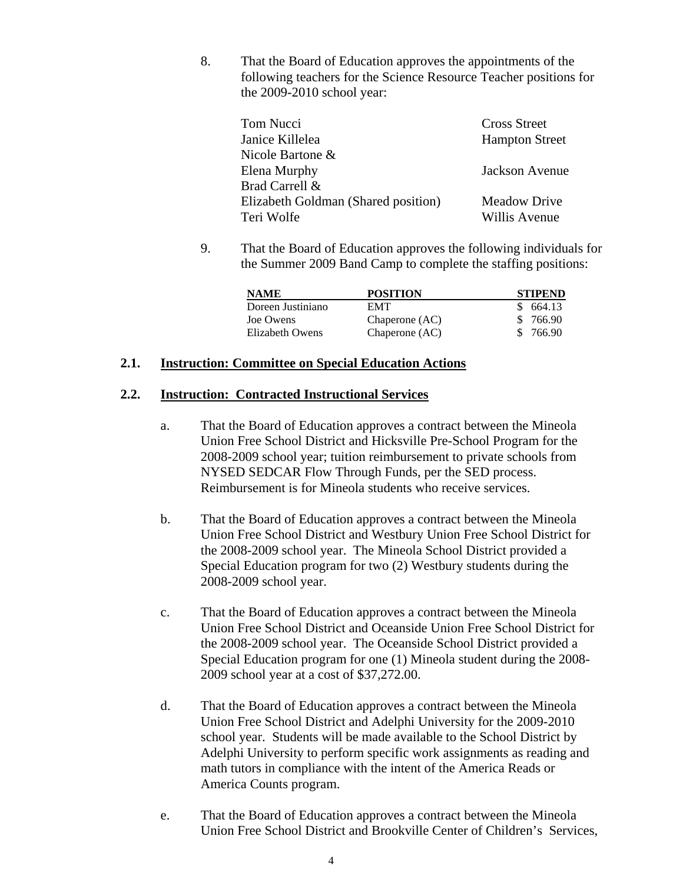8. That the Board of Education approves the appointments of the following teachers for the Science Resource Teacher positions for the 2009-2010 school year:

| | |
|---|---|
| Tom Nucci | Cross Street |
| Janice Killelea | Hampton Street |
| Nicole Bartone & Elena Murphy | Jackson Avenue |
| Brad Carrell & Elizabeth Goldman (Shared position) | Meadow Drive |
| Teri Wolfe | Willis Avenue |

9. That the Board of Education approves the following individuals for the Summer 2009 Band Camp to complete the staffing positions:

| NAME | POSITION | STIPEND |
|---|---|---|
| Doreen Justiniano | EMT | $ 664.13 |
| Joe Owens | Chaperone (AC) | $ 766.90 |
| Elizabeth Owens | Chaperone (AC) | $ 766.90 |

## 2.1. Instruction: Committee on Special Education Actions

## 2.2. Instruction: Contracted Instructional Services

a. That the Board of Education approves a contract between the Mineola Union Free School District and Hicksville Pre-School Program for the 2008-2009 school year; tuition reimbursement to private schools from NYSED SEDCAR Flow Through Funds, per the SED process. Reimbursement is for Mineola students who receive services.

b. That the Board of Education approves a contract between the Mineola Union Free School District and Westbury Union Free School District for the 2008-2009 school year. The Mineola School District provided a Special Education program for two (2) Westbury students during the 2008-2009 school year.

c. That the Board of Education approves a contract between the Mineola Union Free School District and Oceanside Union Free School District for the 2008-2009 school year. The Oceanside School District provided a Special Education program for one (1) Mineola student during the 2008-2009 school year at a cost of $37,272.00.

d. That the Board of Education approves a contract between the Mineola Union Free School District and Adelphi University for the 2009-2010 school year. Students will be made available to the School District by Adelphi University to perform specific work assignments as reading and math tutors in compliance with the intent of the America Reads or America Counts program.

e. That the Board of Education approves a contract between the Mineola Union Free School District and Brookville Center of Children's Services,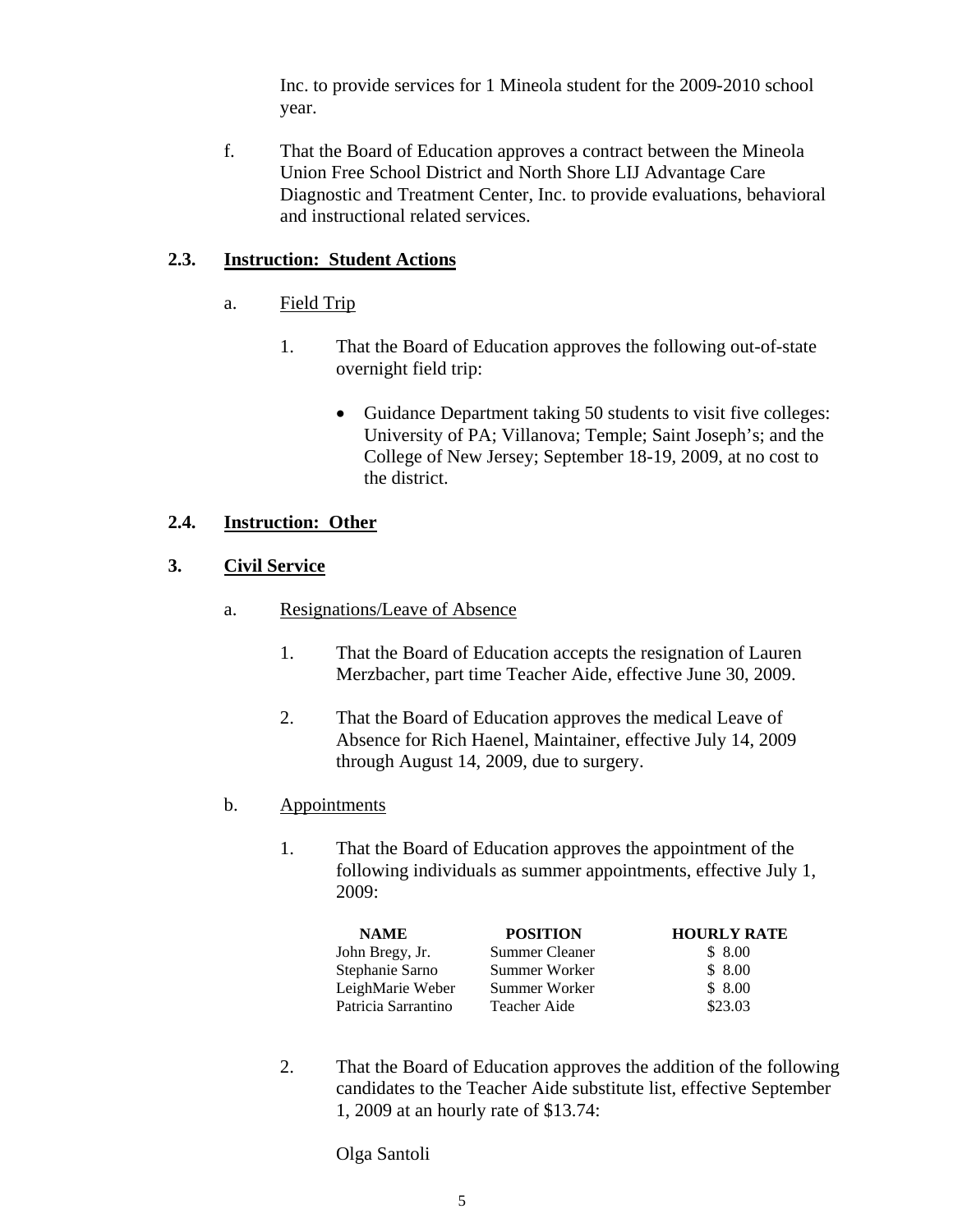Inc. to provide services for 1 Mineola student for the 2009-2010 school year.

f. That the Board of Education approves a contract between the Mineola Union Free School District and North Shore LIJ Advantage Care Diagnostic and Treatment Center, Inc. to provide evaluations, behavioral and instructional related services.

### 2.3. Instruction: Student Actions

a. Field Trip

1. That the Board of Education approves the following out-of-state overnight field trip:

    - Guidance Department taking 50 students to visit five colleges: University of PA; Villanova; Temple; Saint Joseph's; and the College of New Jersey; September 18-19, 2009, at no cost to the district.

### 2.4. Instruction: Other

## 3. Civil Service

a. Resignations/Leave of Absence

1. That the Board of Education accepts the resignation of Lauren Merzbacher, part time Teacher Aide, effective June 30, 2009.

2. That the Board of Education approves the medical Leave of Absence for Rich Haenel, Maintainer, effective July 14, 2009 through August 14, 2009, due to surgery.

b. Appointments

1. That the Board of Education approves the appointment of the following individuals as summer appointments, effective July 1, 2009:

| NAME | POSITION | HOURLY RATE |
|---|---|---|
| John Bregy, Jr. | Summer Cleaner | $ 8.00 |
| Stephanie Sarno | Summer Worker | $ 8.00 |
| LeighMarie Weber | Summer Worker | $ 8.00 |
| Patricia Sarrantino | Teacher Aide | $23.03 |

2. That the Board of Education approves the addition of the following candidates to the Teacher Aide substitute list, effective September 1, 2009 at an hourly rate of $13.74:

    Olga Santoli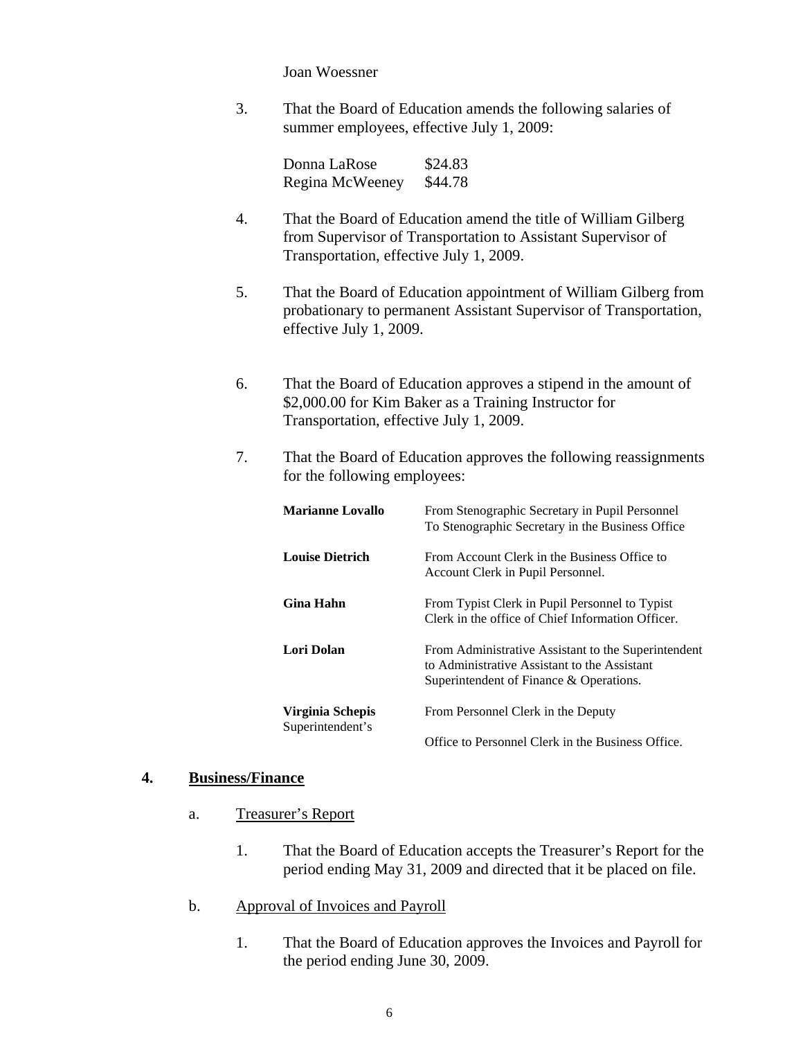Joan Woessner

3. That the Board of Education amends the following salaries of summer employees, effective July 1, 2009:

| | |
|---|---|
| Donna LaRose | \$24.83 |
| Regina McWeeney | \$44.78 |

4. That the Board of Education amend the title of William Gilberg from Supervisor of Transportation to Assistant Supervisor of Transportation, effective July 1, 2009.

5. That the Board of Education appointment of William Gilberg from probationary to permanent Assistant Supervisor of Transportation, effective July 1, 2009.

6. That the Board of Education approves a stipend in the amount of \$2,000.00 for Kim Baker as a Training Instructor for Transportation, effective July 1, 2009.

7. That the Board of Education approves the following reassignments for the following employees:

| | |
|---|---|
| **Marianne Lovallo** | From Stenographic Secretary in Pupil Personnel To Stenographic Secretary in the Business Office |
| **Louise Dietrich** | From Account Clerk in the Business Office to Account Clerk in Pupil Personnel. |
| **Gina Hahn** | From Typist Clerk in Pupil Personnel to Typist Clerk in the office of Chief Information Officer. |
| **Lori Dolan** | From Administrative Assistant to the Superintendent to Administrative Assistant to the Assistant Superintendent of Finance & Operations. |
| **Virginia Schepis** Superintendent's | From Personnel Clerk in the Deputy Office to Personnel Clerk in the Business Office. |

## 4. Business/Finance

a. Treasurer's Report

1. That the Board of Education accepts the Treasurer's Report for the period ending May 31, 2009 and directed that it be placed on file.

b. Approval of Invoices and Payroll

1. That the Board of Education approves the Invoices and Payroll for the period ending June 30, 2009.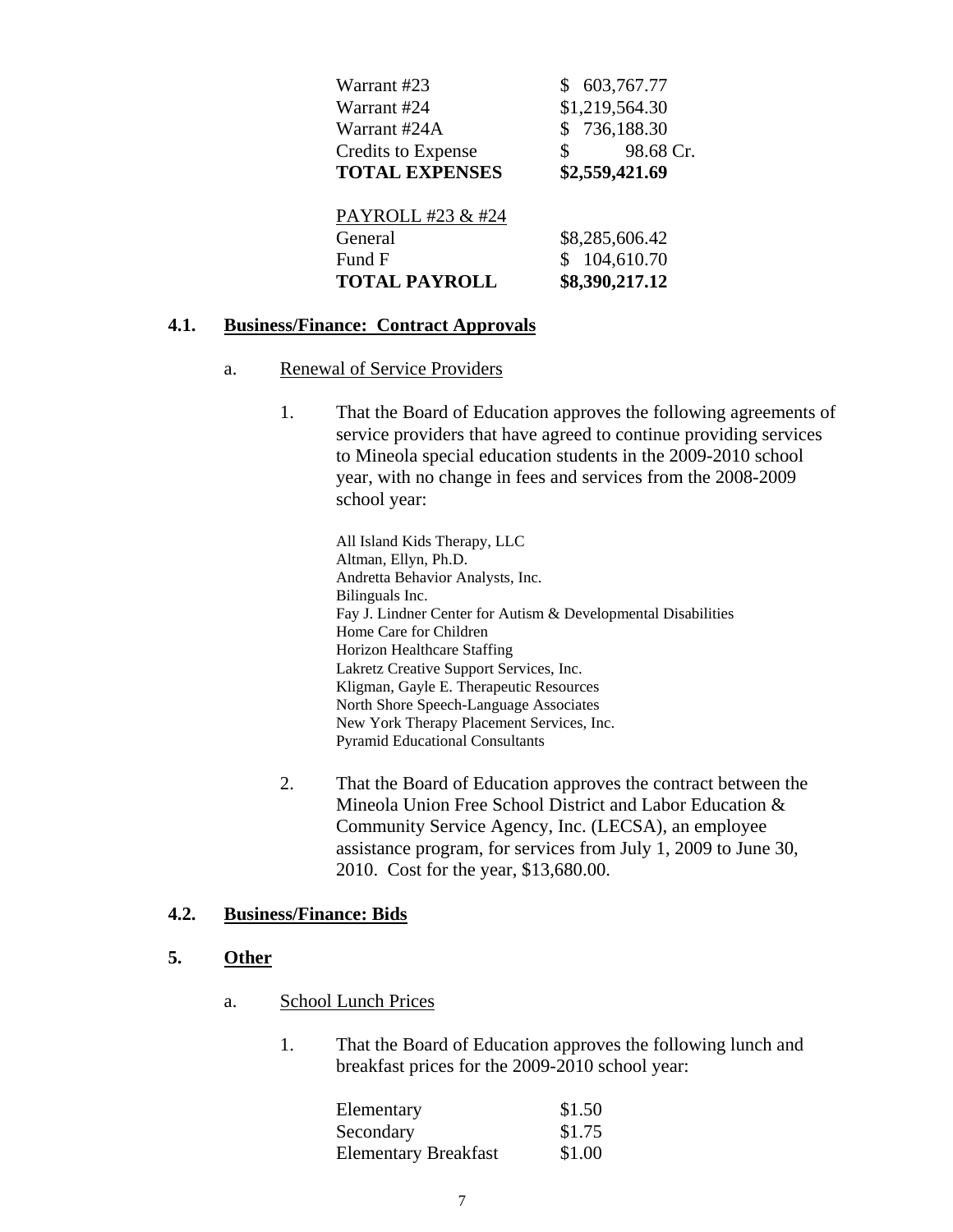| | |
|---|---|
| Warrant #23 | $ 603,767.77 |
| Warrant #24 | $1,219,564.30 |
| Warrant #24A | $ 736,188.30 |
| Credits to Expense | $ 98.68 Cr. |
| **TOTAL EXPENSES** | **$2,559,421.69** |

| PAYROLL #23 & #24 | |
|---|---|
| General | $8,285,606.42 |
| Fund F | $ 104,610.70 |
| **TOTAL PAYROLL** | **$8,390,217.12** |

**4.1. Business/Finance: Contract Approvals**

a. Renewal of Service Providers

1. That the Board of Education approves the following agreements of service providers that have agreed to continue providing services to Mineola special education students in the 2009-2010 school year, with no change in fees and services from the 2008-2009 school year:

All Island Kids Therapy, LLC
Altman, Ellyn, Ph.D.
Andretta Behavior Analysts, Inc.
Bilinguals Inc.
Fay J. Lindner Center for Autism & Developmental Disabilities
Home Care for Children
Horizon Healthcare Staffing
Lakretz Creative Support Services, Inc.
Kligman, Gayle E. Therapeutic Resources
North Shore Speech-Language Associates
New York Therapy Placement Services, Inc.
Pyramid Educational Consultants

2. That the Board of Education approves the contract between the Mineola Union Free School District and Labor Education & Community Service Agency, Inc. (LECSA), an employee assistance program, for services from July 1, 2009 to June 30, 2010. Cost for the year, $13,680.00.

**4.2. Business/Finance: Bids**

**5. Other**

a. School Lunch Prices

1. That the Board of Education approves the following lunch and breakfast prices for the 2009-2010 school year:

| | |
|---|---|
| Elementary | $1.50 |
| Secondary | $1.75 |
| Elementary Breakfast | $1.00 |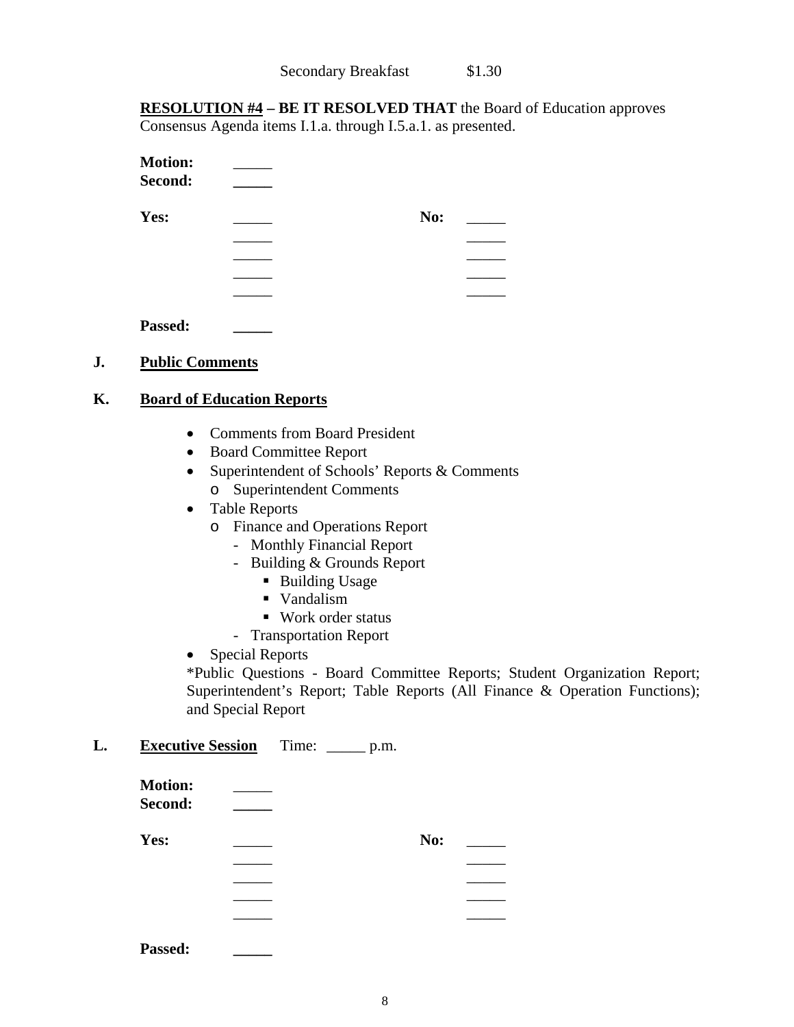Secondary Breakfast $1.30

**RESOLUTION #4 – BE IT RESOLVED THAT** the Board of Education approves Consensus Agenda items I.1.a. through I.5.a.1. as presented.

**Motion:** _____
**Second:** _____

| **Yes:** | _____ | **No:** | _____ |
|---|---|---|---|
| | _____ | | _____ |
| | _____ | | _____ |
| | _____ | | _____ |
| | _____ | | _____ |

**Passed:** _____

**J. Public Comments**

**K. Board of Education Reports**

- Comments from Board President
- Board Committee Report
- Superintendent of Schools' Reports & Comments
  - Superintendent Comments
- Table Reports
  - Finance and Operations Report
    - Monthly Financial Report
    - Building & Grounds Report
      - Building Usage
      - Vandalism
      - Work order status
    - Transportation Report
- Special Reports

*Public Questions - Board Committee Reports; Student Organization Report; Superintendent's Report; Table Reports (All Finance & Operation Functions); and Special Report

**L. Executive Session** Time: _____ p.m.

**Motion:** _____
**Second:** _____

| **Yes:** | _____ | **No:** | _____ |
|---|---|---|---|
| | _____ | | _____ |
| | _____ | | _____ |
| | _____ | | _____ |
| | _____ | | _____ |

**Passed:** _____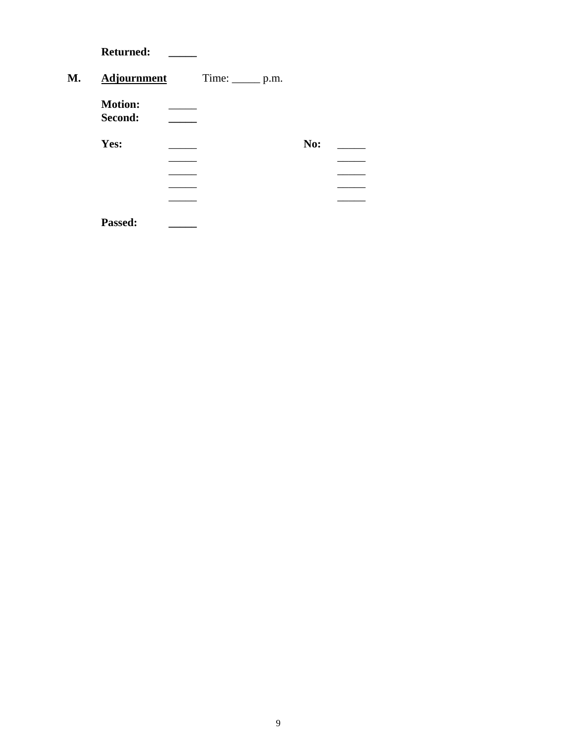**Returned:** _____

**M. <u>Adjournment</u>** Time: _____ p.m.

**Motion:** _____
**Second:** _____

| | | | |
|---|---|---|---|
| **Yes:** | _____ | **No:** | _____ |
| | _____ | | _____ |
| | _____ | | _____ |
| | _____ | | _____ |
| | _____ | | _____ |

**Passed:** _____